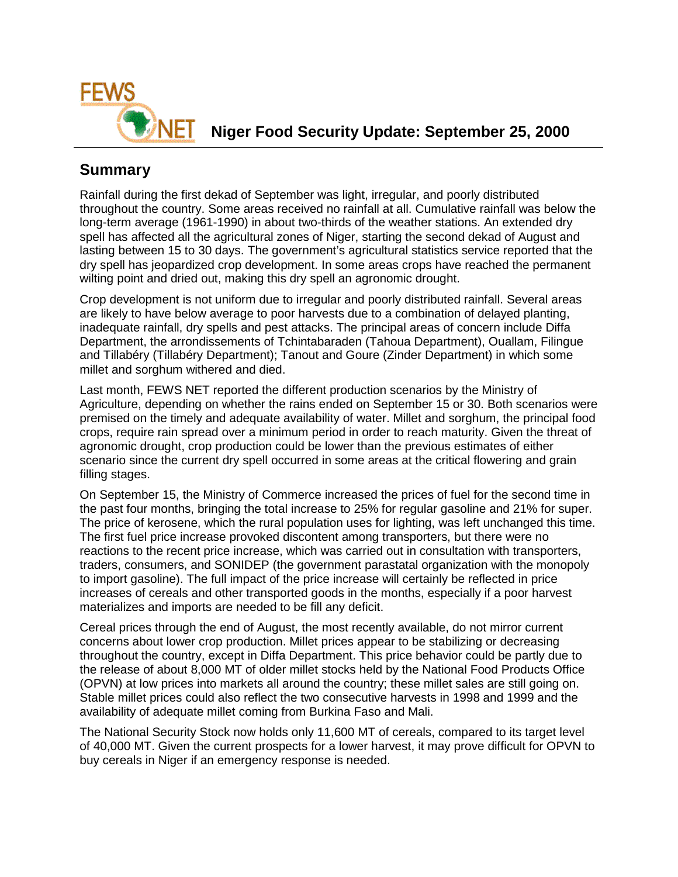# Niger Food Security Update: September 25, 2000

## Summary

Rainfall during the first dekad of September was light, irregular, and poorly distributed throughout the country. Some areas received no rainfall at all. Cumulative rainfall was below the long-term average (1961-1990) in about two-thirds of the weather stations. An extended dry spell has affected all the agricultural zones of Niger, starting the second dekad of August and lasting between 15 to 30 days. The government's agricultural statistics service reported that the dry spell has jeopardized crop development. In some areas crops have reached the permanent wilting point and dried out, making this dry spell an agronomic drought.

Crop development is not uniform due to irregular and poorly distributed rainfall. Several areas are likely to have below average to poor harvests due to a combination of delayed planting, inadequate rainfall, dry spells and pest attacks. The principal areas of concern include Diffa Department, the arrondissements of Tchintabaraden (Tahoua Department), Ouallam, Filingue and Tillabéry (Tillabéry Department); Tanout and Goure (Zinder Department) in which some millet and sorghum withered and died.

Last month, FEWS NET reported the different production scenarios by the Ministry of Agriculture, depending on whether the rains ended on September 15 or 30. Both scenarios were premised on the timely and adequate availability of water. Millet and sorghum, the principal food crops, require rain spread over a minimum period in order to reach maturity. Given the threat of agronomic drought, crop production could be lower than the previous estimates of either scenario since the current dry spell occurred in some areas at the critical flowering and grain filling stages.

On September 15, the Ministry of Commerce increased the prices of fuel for the second time in the past four months, bringing the total increase to 25% for regular gasoline and 21% for super. The price of kerosene, which the rural population uses for lighting, was left unchanged this time. The first fuel price increase provoked discontent among transporters, but there were no reactions to the recent price increase, which was carried out in consultation with transporters, traders, consumers, and SONIDEP (the government parastatal organization with the monopoly to import gasoline). The full impact of the price increase will certainly be reflected in price increases of cereals and other transported goods in the months, especially if a poor harvest materializes and imports are needed to be fill any deficit.

Cereal prices through the end of August, the most recently available, do not mirror current concerns about lower crop production. Millet prices appear to be stabilizing or decreasing throughout the country, except in Diffa Department. This price behavior could be partly due to the release of about 8,000 MT of older millet stocks held by the National Food Products Office (OPVN) at low prices into markets all around the country; these millet sales are still going on. Stable millet prices could also reflect the two consecutive harvests in 1998 and 1999 and the availability of adequate millet coming from Burkina Faso and Mali.

The National Security Stock now holds only 11,600 MT of cereals, compared to its target level of 40,000 MT. Given the current prospects for a lower harvest, it may prove difficult for OPVN to buy cereals in Niger if an emergency response is needed.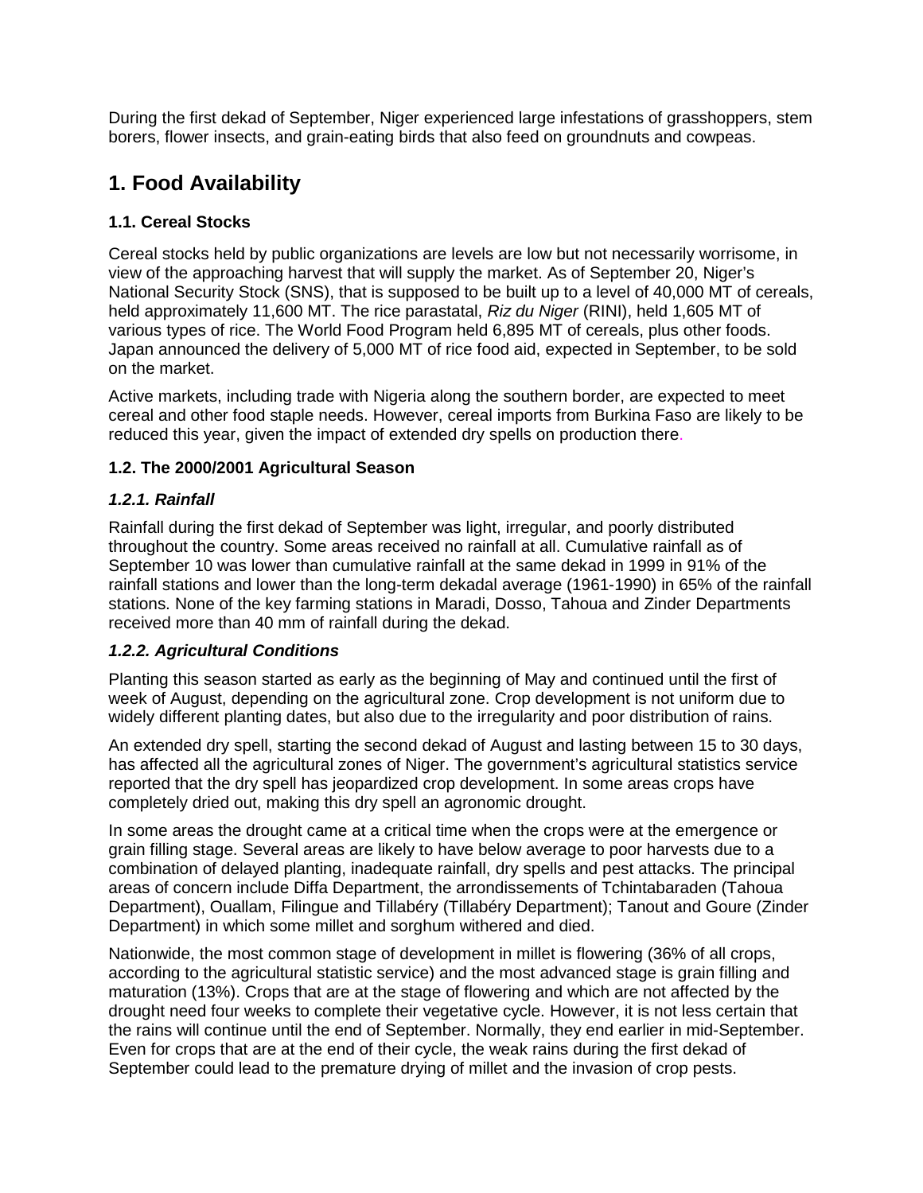During the first dekad of September, Niger experienced large infestations of grasshoppers, stem borers, flower insects, and grain-eating birds that also feed on groundnuts and cowpeas.

# 1. Food Availability

### 1.1. Cereal Stocks

Cereal stocks held by public organizations are levels are low but not necessarily worrisome, in view of the approaching harvest that will supply the market. As of September 20, Niger's National Security Stock (SNS), that is supposed to be built up to a level of 40,000 MT of cereals, held approximately 11,600 MT. The rice parastatal, *Riz du Niger* (RINI), held 1,605 MT of various types of rice. The World Food Program held 6,895 MT of cereals, plus other foods. Japan announced the delivery of 5,000 MT of rice food aid, expected in September, to be sold on the market.

Active markets, including trade with Nigeria along the southern border, are expected to meet cereal and other food staple needs. However, cereal imports from Burkina Faso are likely to be reduced this year, given the impact of extended dry spells on production there.

### 1.2. The 2000/2001 Agricultural Season

#### *1.2.1. Rainfall*

Rainfall during the first dekad of September was light, irregular, and poorly distributed throughout the country. Some areas received no rainfall at all. Cumulative rainfall as of September 10 was lower than cumulative rainfall at the same dekad in 1999 in 91% of the rainfall stations and lower than the long-term dekadal average (1961-1990) in 65% of the rainfall stations. None of the key farming stations in Maradi, Dosso, Tahoua and Zinder Departments received more than 40 mm of rainfall during the dekad.

#### *1.2.2. Agricultural Conditions*

Planting this season started as early as the beginning of May and continued until the first of week of August, depending on the agricultural zone. Crop development is not uniform due to widely different planting dates, but also due to the irregularity and poor distribution of rains.

An extended dry spell, starting the second dekad of August and lasting between 15 to 30 days, has affected all the agricultural zones of Niger. The government's agricultural statistics service reported that the dry spell has jeopardized crop development. In some areas crops have completely dried out, making this dry spell an agronomic drought.

In some areas the drought came at a critical time when the crops were at the emergence or grain filling stage. Several areas are likely to have below average to poor harvests due to a combination of delayed planting, inadequate rainfall, dry spells and pest attacks. The principal areas of concern include Diffa Department, the arrondissements of Tchintabaraden (Tahoua Department), Ouallam, Filingue and Tillabéry (Tillabéry Department); Tanout and Goure (Zinder Department) in which some millet and sorghum withered and died.

Nationwide, the most common stage of development in millet is flowering (36% of all crops, according to the agricultural statistic service) and the most advanced stage is grain filling and maturation (13%). Crops that are at the stage of flowering and which are not affected by the drought need four weeks to complete their vegetative cycle. However, it is not less certain that the rains will continue until the end of September. Normally, they end earlier in mid-September. Even for crops that are at the end of their cycle, the weak rains during the first dekad of September could lead to the premature drying of millet and the invasion of crop pests.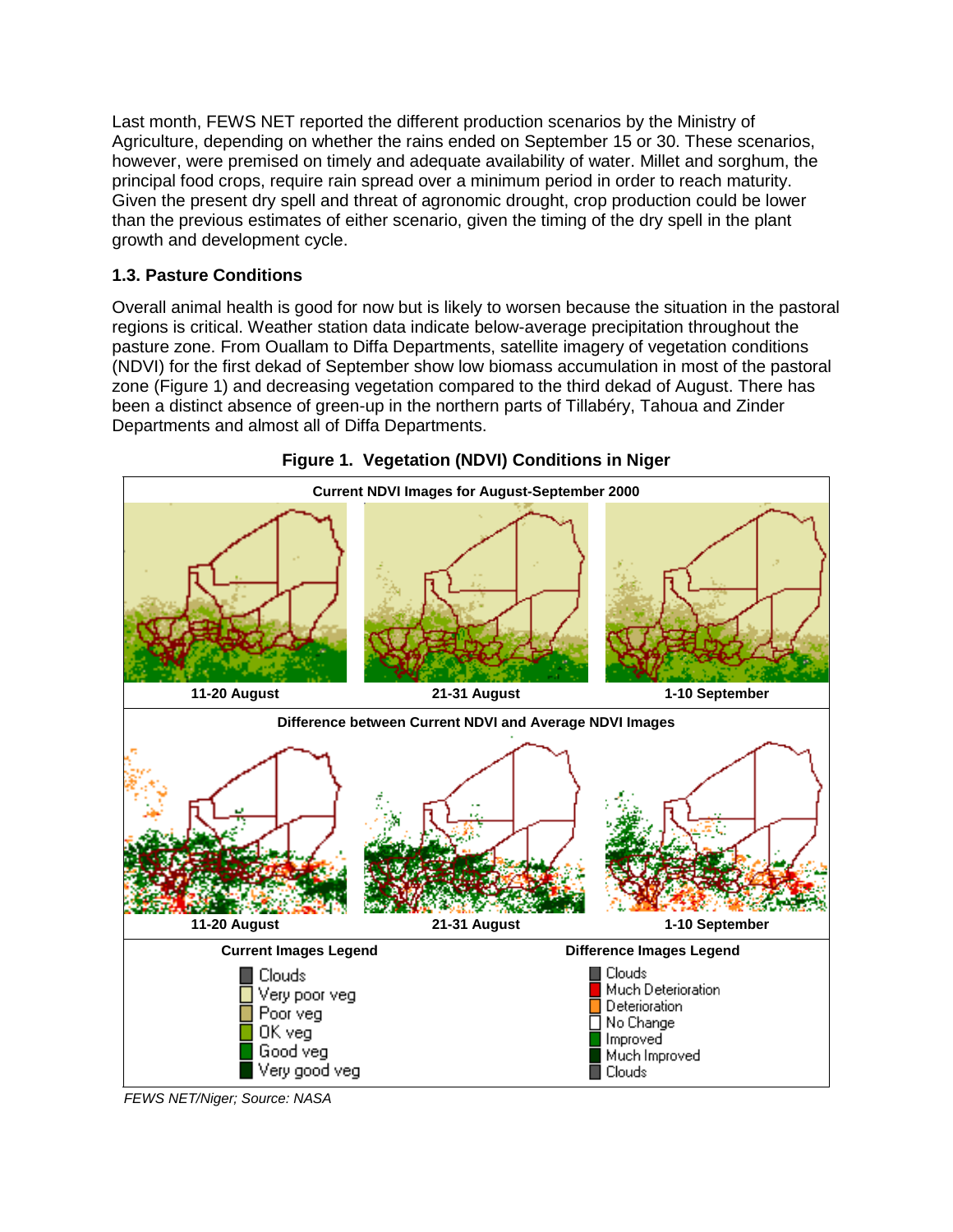Last month, FEWS NET reported the different production scenarios by the Ministry of Agriculture, depending on whether the rains ended on September 15 or 30. These scenarios, however, were premised on timely and adequate availability of water. Millet and sorghum, the principal food crops, require rain spread over a minimum period in order to reach maturity. Given the present dry spell and threat of agronomic drought, crop production could be lower than the previous estimates of either scenario, given the timing of the dry spell in the plant growth and development cycle.

### 1.3. Pasture Conditions

Overall animal health is good for now but is likely to worsen because the situation in the pastoral regions is critical. Weather station data indicate below-average precipitation throughout the pasture zone. From Ouallam to Diffa Departments, satellite imagery of vegetation conditions (NDVI) for the first dekad of September show low biomass accumulation in most of the pastoral zone (Figure 1) and decreasing vegetation compared to the third dekad of August. There has been a distinct absence of green-up in the northern parts of Tillabéry, Tahoua and Zinder Departments and almost all of Diffa Departments.

**Figure 1. Vegetation (NDVI) Conditions in Niger**

*FEWS NET/Niger; Source: NASA*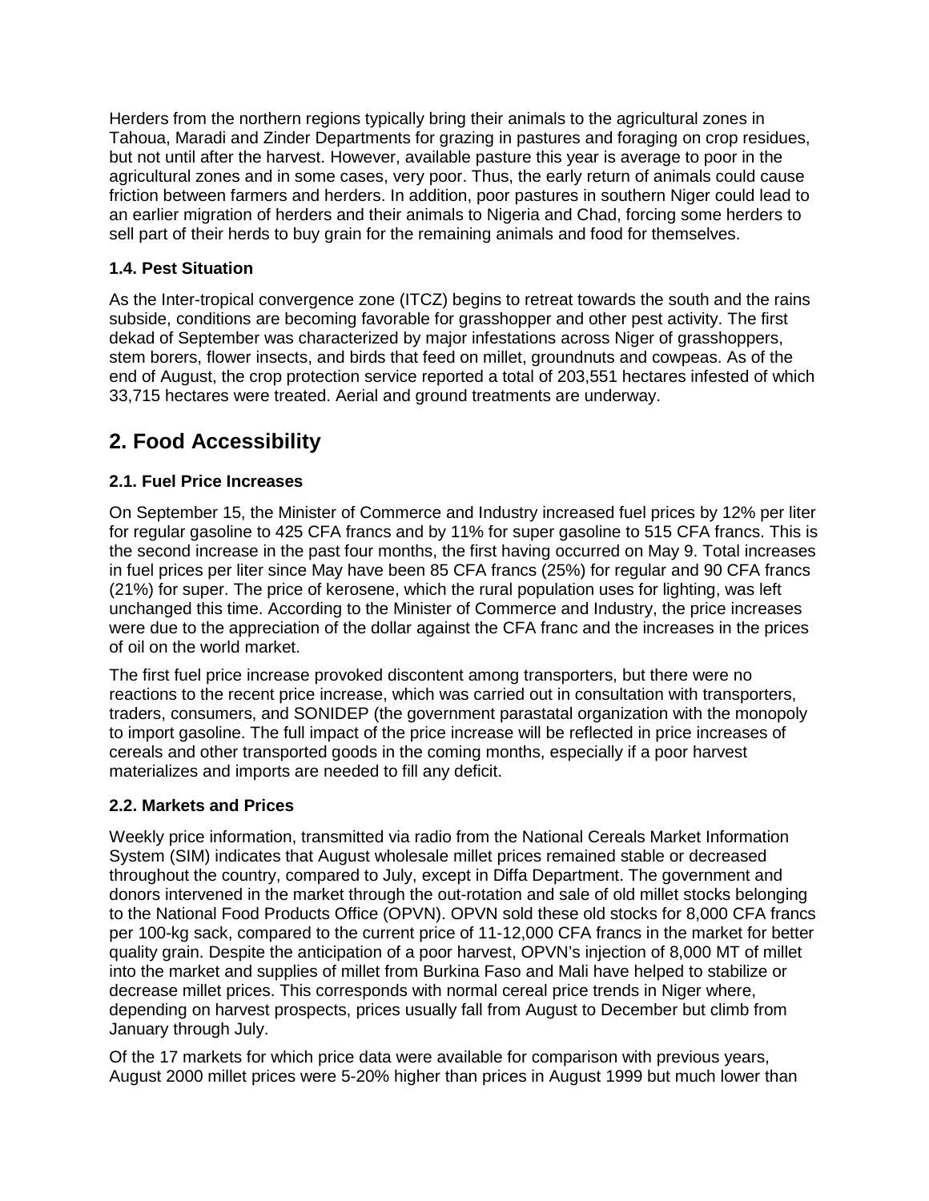Herders from the northern regions typically bring their animals to the agricultural zones in Tahoua, Maradi and Zinder Departments for grazing in pastures and foraging on crop residues, but not until after the harvest. However, available pasture this year is average to poor in the agricultural zones and in some cases, very poor. Thus, the early return of animals could cause friction between farmers and herders. In addition, poor pastures in southern Niger could lead to an earlier migration of herders and their animals to Nigeria and Chad, forcing some herders to sell part of their herds to buy grain for the remaining animals and food for themselves.

### 1.4. Pest Situation

As the Inter-tropical convergence zone (ITCZ) begins to retreat towards the south and the rains subside, conditions are becoming favorable for grasshopper and other pest activity. The first dekad of September was characterized by major infestations across Niger of grasshoppers, stem borers, flower insects, and birds that feed on millet, groundnuts and cowpeas. As of the end of August, the crop protection service reported a total of 203,551 hectares infested of which 33,715 hectares were treated. Aerial and ground treatments are underway.

## 2. Food Accessibility

### 2.1. Fuel Price Increases

On September 15, the Minister of Commerce and Industry increased fuel prices by 12% per liter for regular gasoline to 425 CFA francs and by 11% for super gasoline to 515 CFA francs. This is the second increase in the past four months, the first having occurred on May 9. Total increases in fuel prices per liter since May have been 85 CFA francs (25%) for regular and 90 CFA francs (21%) for super. The price of kerosene, which the rural population uses for lighting, was left unchanged this time. According to the Minister of Commerce and Industry, the price increases were due to the appreciation of the dollar against the CFA franc and the increases in the prices of oil on the world market.

The first fuel price increase provoked discontent among transporters, but there were no reactions to the recent price increase, which was carried out in consultation with transporters, traders, consumers, and SONIDEP (the government parastatal organization with the monopoly to import gasoline. The full impact of the price increase will be reflected in price increases of cereals and other transported goods in the coming months, especially if a poor harvest materializes and imports are needed to fill any deficit.

### 2.2. Markets and Prices

Weekly price information, transmitted via radio from the National Cereals Market Information System (SIM) indicates that August wholesale millet prices remained stable or decreased throughout the country, compared to July, except in Diffa Department. The government and donors intervened in the market through the out-rotation and sale of old millet stocks belonging to the National Food Products Office (OPVN). OPVN sold these old stocks for 8,000 CFA francs per 100-kg sack, compared to the current price of 11-12,000 CFA francs in the market for better quality grain. Despite the anticipation of a poor harvest, OPVN's injection of 8,000 MT of millet into the market and supplies of millet from Burkina Faso and Mali have helped to stabilize or decrease millet prices. This corresponds with normal cereal price trends in Niger where, depending on harvest prospects, prices usually fall from August to December but climb from January through July.

Of the 17 markets for which price data were available for comparison with previous years, August 2000 millet prices were 5-20% higher than prices in August 1999 but much lower than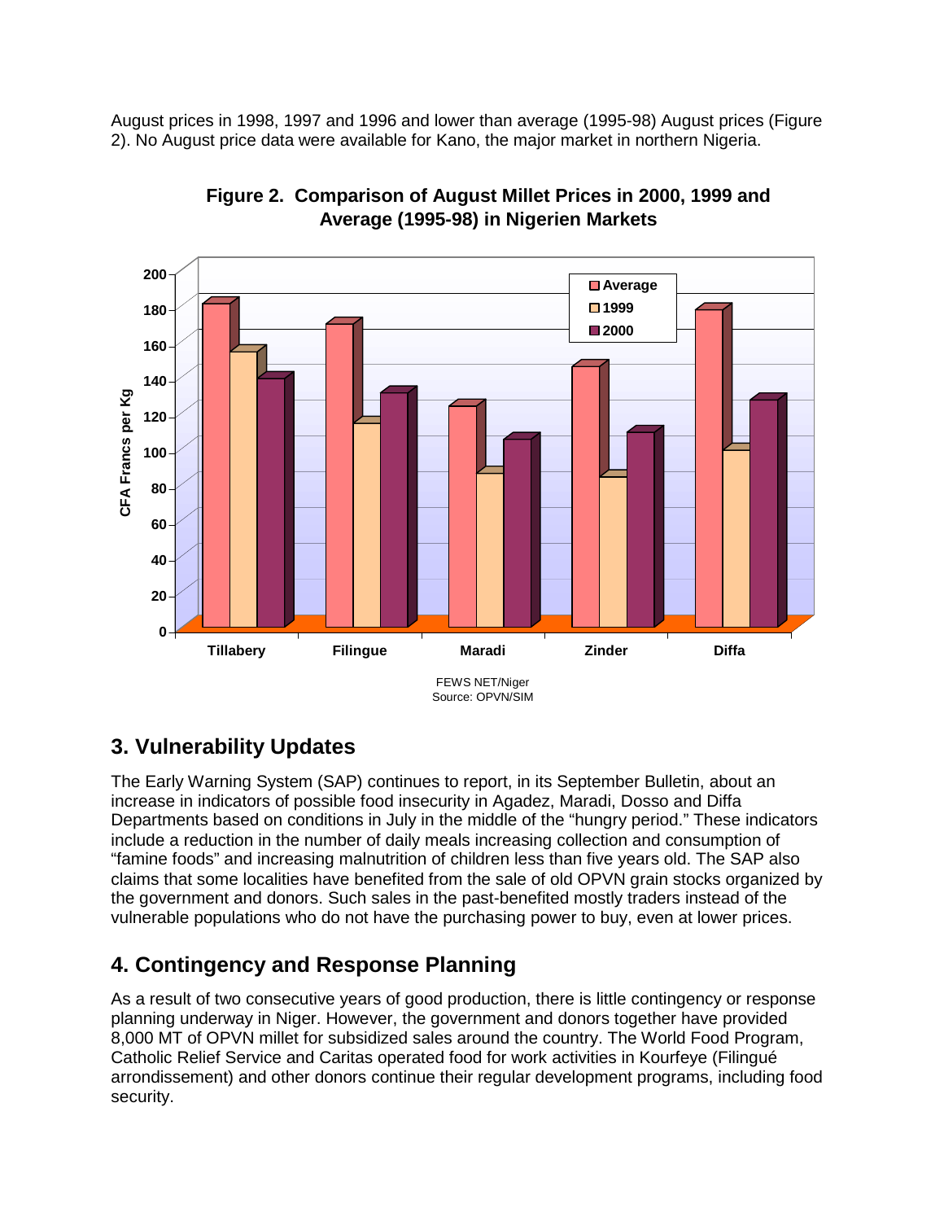August prices in 1998, 1997 and 1996 and lower than average (1995-98) August prices (Figure 2). No August price data were available for Kano, the major market in northern Nigeria.

**Figure 2. Comparison of August Millet Prices in 2000, 1999 and Average (1995-98) in Nigerien Markets**

CFA Francs per Kg

200
180
160
140
120
100
80
60
40
20
0

Average
1999
2000

Tillabery
Filingue
Maradi
Zinder
Diffa

FEWS NET/Niger
Source: OPVN/SIM

## 3. Vulnerability Updates

The Early Warning System (SAP) continues to report, in its September Bulletin, about an increase in indicators of possible food insecurity in Agadez, Maradi, Dosso and Diffa Departments based on conditions in July in the middle of the "hungry period." These indicators include a reduction in the number of daily meals increasing collection and consumption of "famine foods" and increasing malnutrition of children less than five years old. The SAP also claims that some localities have benefited from the sale of old OPVN grain stocks organized by the government and donors. Such sales in the past-benefited mostly traders instead of the vulnerable populations who do not have the purchasing power to buy, even at lower prices.

## 4. Contingency and Response Planning

As a result of two consecutive years of good production, there is little contingency or response planning underway in Niger. However, the government and donors together have provided 8,000 MT of OPVN millet for subsidized sales around the country. The World Food Program, Catholic Relief Service and Caritas operated food for work activities in Kourfeye (Filingué arrondissement) and other donors continue their regular development programs, including food security.